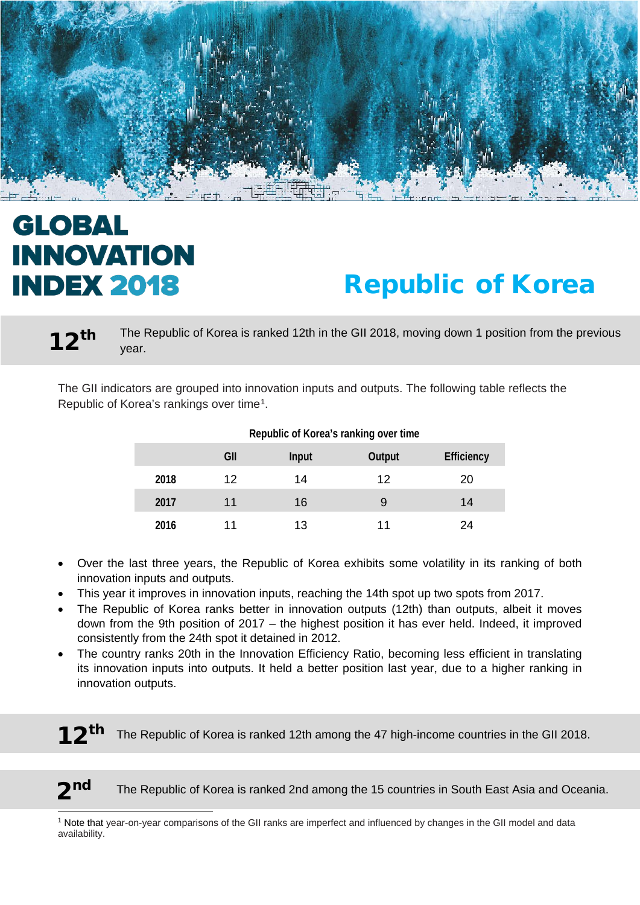# GLOBAL INNOVATION INDEX 2018

# Republic of Korea

**12th** The Republic of Korea is ranked 12th in the GII 2018, moving down 1 position from the previous year.

The GII indicators are grouped into innovation inputs and outputs. The following table reflects the Republic of Korea's rankings over time[1].

**Republic of Korea's ranking over time**

| | GII | Input | Output | Efficiency |
|---|---|---|---|---|
| **2018** | 12 | 14 | 12 | 20 |
| **2017** | 11 | 16 | 9 | 14 |
| **2016** | 11 | 13 | 11 | 24 |

- Over the last three years, the Republic of Korea exhibits some volatility in its ranking of both innovation inputs and outputs.
- This year it improves in innovation inputs, reaching the 14th spot up two spots from 2017.
- The Republic of Korea ranks better in innovation outputs (12th) than outputs, albeit it moves down from the 9th position of 2017 – the highest position it has ever held. Indeed, it improved consistently from the 24th spot it detained in 2012.
- The country ranks 20th in the Innovation Efficiency Ratio, becoming less efficient in translating its innovation inputs into outputs. It held a better position last year, due to a higher ranking in innovation outputs.

**12th** The Republic of Korea is ranked 12th among the 47 high-income countries in the GII 2018.

**2nd** The Republic of Korea is ranked 2nd among the 15 countries in South East Asia and Oceania.

[1] Note that year-on-year comparisons of the GII ranks are imperfect and influenced by changes in the GII model and data availability.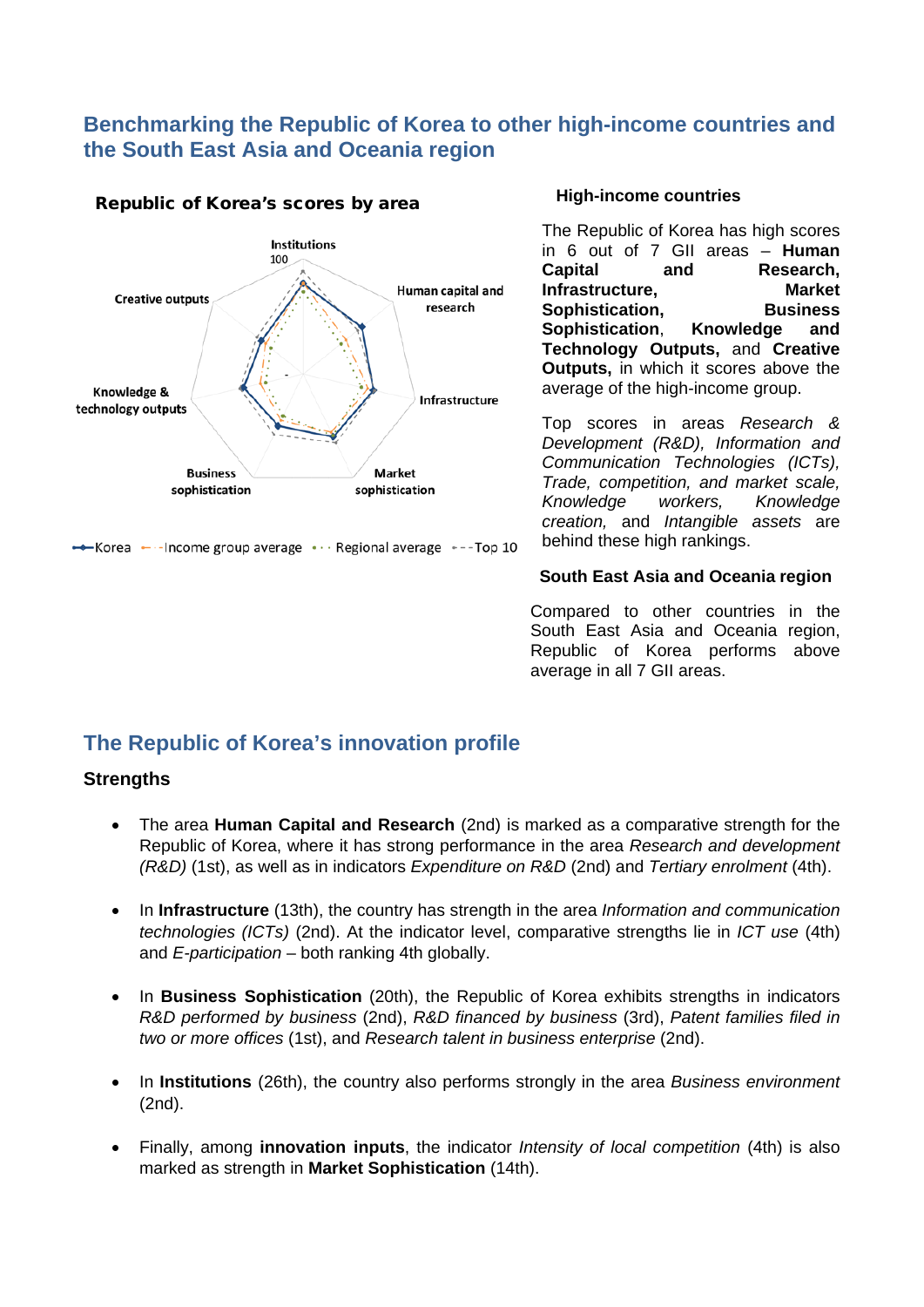## Benchmarking the Republic of Korea to other high-income countries and the South East Asia and Oceania region

**Republic of Korea's scores by area**

Institutions
100

Human capital and research

Infrastructure

Market sophistication

Business sophistication

Knowledge & technology outputs

Creative outputs

Korea — Income group average — Regional average — Top 10

### High-income countries

The Republic of Korea has high scores in 6 out of 7 GII areas – **Human Capital and Research, Infrastructure, Market Sophistication, Business Sophistication**, **Knowledge and Technology Outputs,** and **Creative Outputs,** in which it scores above the average of the high-income group.

Top scores in areas *Research & Development (R&D), Information and Communication Technologies (ICTs), Trade, competition, and market scale, Knowledge workers, Knowledge creation,* and *Intangible assets* are behind these high rankings.

### South East Asia and Oceania region

Compared to other countries in the South East Asia and Oceania region, Republic of Korea performs above average in all 7 GII areas.

## The Republic of Korea's innovation profile

### Strengths

- The area **Human Capital and Research** (2nd) is marked as a comparative strength for the Republic of Korea, where it has strong performance in the area *Research and development (R&D)* (1st), as well as in indicators *Expenditure on R&D* (2nd) and *Tertiary enrolment* (4th).
- In **Infrastructure** (13th), the country has strength in the area *Information and communication technologies (ICTs)* (2nd). At the indicator level, comparative strengths lie in *ICT use* (4th) and *E-participation* – both ranking 4th globally.
- In **Business Sophistication** (20th), the Republic of Korea exhibits strengths in indicators *R&D performed by business* (2nd), *R&D financed by business* (3rd), *Patent families filed in two or more offices* (1st), and *Research talent in business enterprise* (2nd).
- In **Institutions** (26th), the country also performs strongly in the area *Business environment* (2nd).
- Finally, among **innovation inputs**, the indicator *Intensity of local competition* (4th) is also marked as strength in **Market Sophistication** (14th).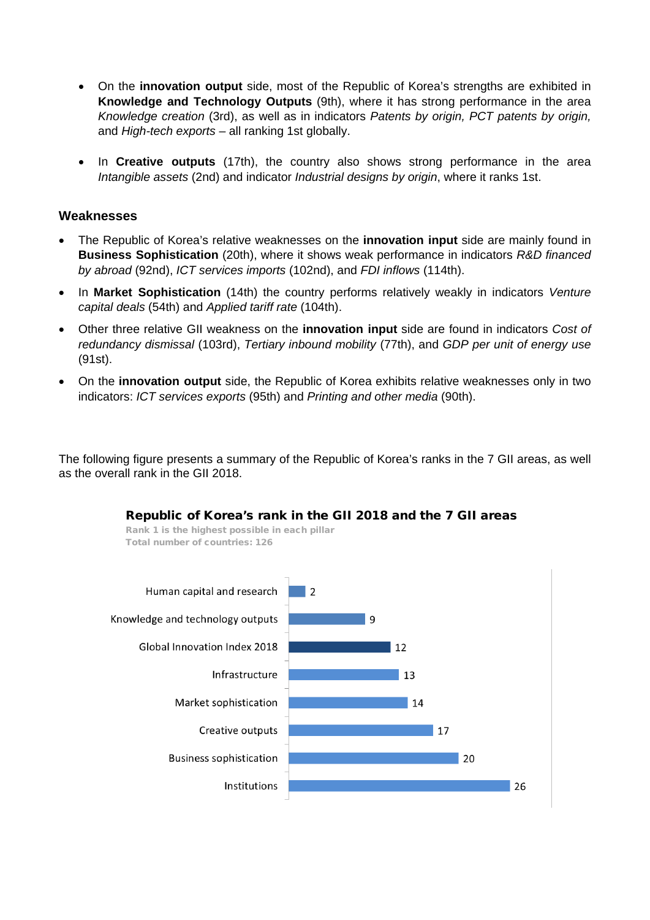- On the **innovation output** side, most of the Republic of Korea's strengths are exhibited in **Knowledge and Technology Outputs** (9th), where it has strong performance in the area *Knowledge creation* (3rd), as well as in indicators *Patents by origin, PCT patents by origin,* and *High-tech exports* – all ranking 1st globally.

- In **Creative outputs** (17th), the country also shows strong performance in the area *Intangible assets* (2nd) and indicator *Industrial designs by origin*, where it ranks 1st.

### Weaknesses

- The Republic of Korea's relative weaknesses on the **innovation input** side are mainly found in **Business Sophistication** (20th), where it shows weak performance in indicators *R&D financed by abroad* (92nd), *ICT services imports* (102nd), and *FDI inflows* (114th).
- In **Market Sophistication** (14th) the country performs relatively weakly in indicators *Venture capital deals* (54th) and *Applied tariff rate* (104th).
- Other three relative GII weakness on the **innovation input** side are found in indicators *Cost of redundancy dismissal* (103rd), *Tertiary inbound mobility* (77th), and *GDP per unit of energy use* (91st).
- On the **innovation output** side, the Republic of Korea exhibits relative weaknesses only in two indicators: *ICT services exports* (95th) and *Printing and other media* (90th).

The following figure presents a summary of the Republic of Korea's ranks in the 7 GII areas, as well as the overall rank in the GII 2018.

**Republic of Korea's rank in the GII 2018 and the 7 GII areas**

Rank 1 is the highest possible in each pillar
Total number of countries: 126

| Area | Rank |
|---|---|
| Human capital and research | 2 |
| Knowledge and technology outputs | 9 |
| Global Innovation Index 2018 | 12 |
| Infrastructure | 13 |
| Market sophistication | 14 |
| Creative outputs | 17 |
| Business sophistication | 20 |
| Institutions | 26 |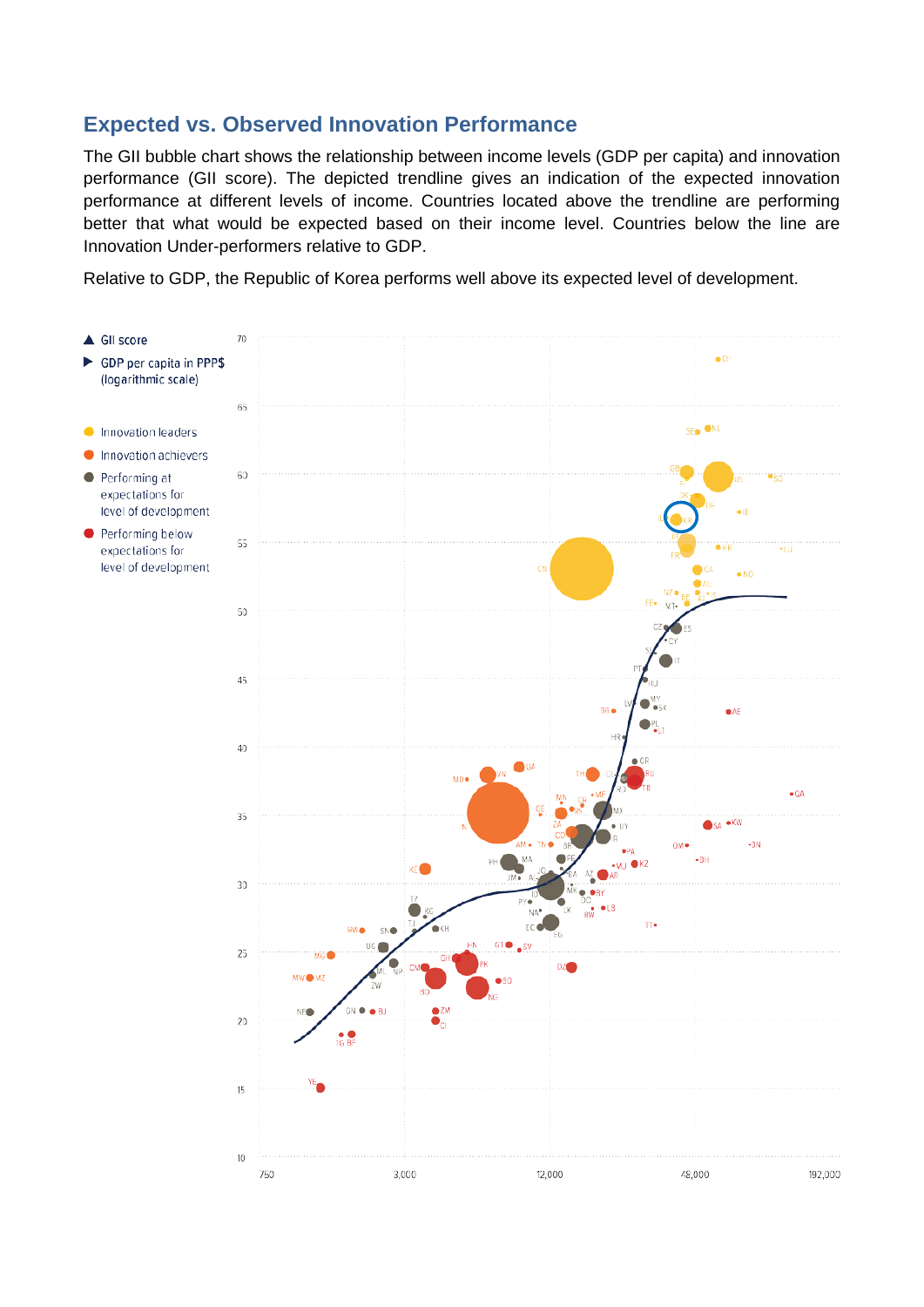## Expected vs. Observed Innovation Performance

The GII bubble chart shows the relationship between income levels (GDP per capita) and innovation performance (GII score). The depicted trendline gives an indication of the expected innovation performance at different levels of income. Countries located above the trendline are performing better that what would be expected based on their income level. Countries below the line are Innovation Under-performers relative to GDP.

Relative to GDP, the Republic of Korea performs well above its expected level of development.

▲ GII score

▶ GDP per capita in PPP$ (logarithmic scale)

- Innovation leaders
- Innovation achievers
- Performing at expectations for level of development
- Performing below expectations for level of development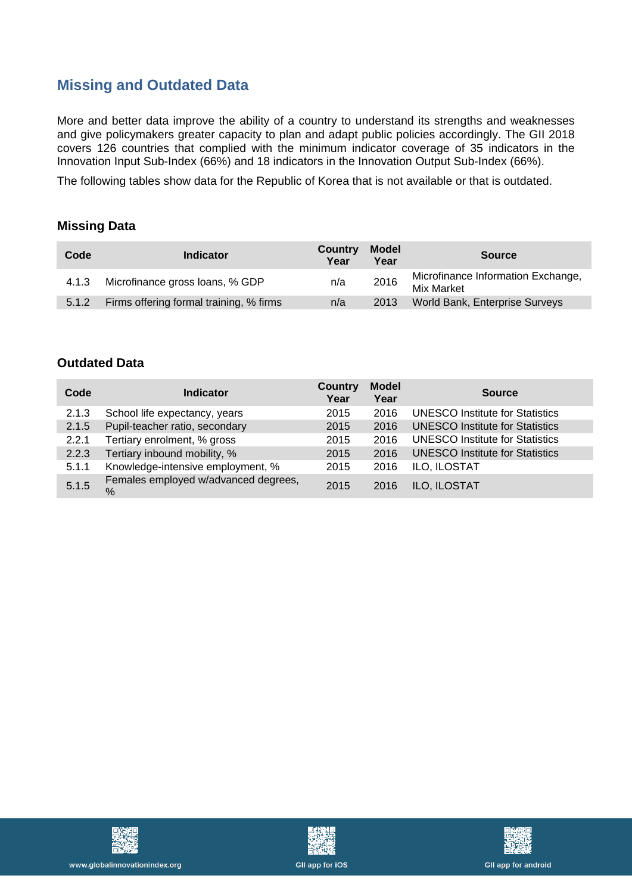## Missing and Outdated Data

More and better data improve the ability of a country to understand its strengths and weaknesses and give policymakers greater capacity to plan and adapt public policies accordingly. The GII 2018 covers 126 countries that complied with the minimum indicator coverage of 35 indicators in the Innovation Input Sub-Index (66%) and 18 indicators in the Innovation Output Sub-Index (66%).

The following tables show data for the Republic of Korea that is not available or that is outdated.

### Missing Data

| Code | Indicator | Country Year | Model Year | Source |
|---|---|---|---|---|
| 4.1.3 | Microfinance gross loans, % GDP | n/a | 2016 | Microfinance Information Exchange, Mix Market |
| 5.1.2 | Firms offering formal training, % firms | n/a | 2013 | World Bank, Enterprise Surveys |

### Outdated Data

| Code | Indicator | Country Year | Model Year | Source |
|---|---|---|---|---|
| 2.1.3 | School life expectancy, years | 2015 | 2016 | UNESCO Institute for Statistics |
| 2.1.5 | Pupil-teacher ratio, secondary | 2015 | 2016 | UNESCO Institute for Statistics |
| 2.2.1 | Tertiary enrolment, % gross | 2015 | 2016 | UNESCO Institute for Statistics |
| 2.2.3 | Tertiary inbound mobility, % | 2015 | 2016 | UNESCO Institute for Statistics |
| 5.1.1 | Knowledge-intensive employment, % | 2015 | 2016 | ILO, ILOSTAT |
| 5.1.5 | Females employed w/advanced degrees, % | 2015 | 2016 | ILO, ILOSTAT |

www.globalinnovationindex.org

GII app for iOS

GII app for android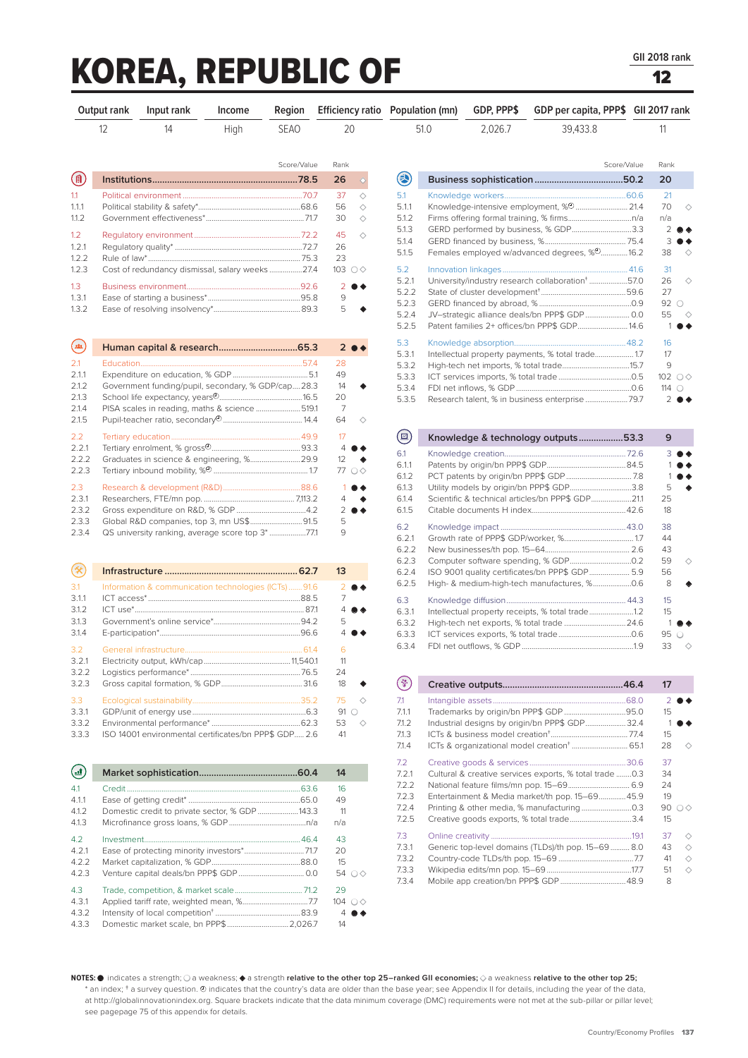# KOREA, REPUBLIC OF

GII 2018 rank

12

| Output rank | Input rank | Income | Region | Efficiency ratio | Population (mn) | GDP, PPP$ | GDP per capita, PPP$ | GII 2017 rank |
|---|---|---|---|---|---|---|---|---|
| 12 | 14 | High | SEAO | 20 | 51.0 | 2,026.7 | 39,433.8 | 11 |

| | | Score/Value | Rank | |
|---|---|---|---|---|
| | **Institutions** | **78.5** | **26** | ◇ |
| 1.1 | Political environment | 70.7 | 37 | ◇ |
| 1.1.1 | Political stability & safety* | 68.6 | 56 | ◇ |
| 1.1.2 | Government effectiveness* | 71.7 | 30 | ◇ |
| 1.2 | Regulatory environment | 72.2 | 45 | ◇ |
| 1.2.1 | Regulatory quality* | 72.7 | 26 | |
| 1.2.2 | Rule of law* | 75.3 | 23 | |
| 1.2.3 | Cost of redundancy dismissal, salary weeks | 27.4 | 103 | ○ ◇ |
| 1.3 | Business environment | 92.6 | 2 | ● ◆ |
| 1.3.1 | Ease of starting a business* | 95.8 | 9 | |
| 1.3.2 | Ease of resolving insolvency* | 89.3 | 5 | ◆ |
| | **Human capital & research** | **65.3** | **2** | ● ◆ |
| 2.1 | Education | 57.4 | 28 | |
| 2.1.1 | Expenditure on education, % GDP | 5.1 | 49 | |
| 2.1.2 | Government funding/pupil, secondary, % GDP/cap | 28.3 | 14 | ◆ |
| 2.1.3 | School life expectancy, years ⓓ | 16.5 | 20 | |
| 2.1.4 | PISA scales in reading, maths & science | 519.1 | 7 | |
| 2.1.5 | Pupil-teacher ratio, secondary ⓓ | 14.4 | 64 | ◇ |
| 2.2 | Tertiary education | 49.9 | 17 | |
| 2.2.1 | Tertiary enrolment, % gross ⓓ | 93.3 | 4 | ● ◆ |
| 2.2.2 | Graduates in science & engineering, % | 29.9 | 12 | ◆ |
| 2.2.3 | Tertiary inbound mobility, % ⓓ | 1.7 | 77 | ○ ◇ |
| 2.3 | Research & development (R&D) | 88.6 | 1 | ● ◆ |
| 2.3.1 | Researchers, FTE/mn pop. | 7,113.2 | 4 | ◆ |
| 2.3.2 | Gross expenditure on R&D, % GDP | 4.2 | 2 | ● ◆ |
| 2.3.3 | Global R&D companies, top 3, mn US$ | 91.5 | 5 | |
| 2.3.4 | QS university ranking, average score top 3* | 77.1 | 9 | |
| | **Infrastructure** | **62.7** | **13** | |
| 3.1 | Information & communication technologies (ICTs) | 91.6 | 2 | ● ◆ |
| 3.1.1 | ICT access* | 88.5 | 7 | |
| 3.1.2 | ICT use* | 87.1 | 4 | ● ◆ |
| 3.1.3 | Government's online service* | 94.2 | 5 | |
| 3.1.4 | E-participation* | 96.6 | 4 | ● ◆ |
| 3.2 | General infrastructure | 61.4 | 6 | |
| 3.2.1 | Electricity output, kWh/cap | 11,540.1 | 11 | |
| 3.2.2 | Logistics performance* | 76.5 | 24 | |
| 3.2.3 | Gross capital formation, % GDP | 31.6 | 18 | ◆ |
| 3.3 | Ecological sustainability | 35.2 | 75 | ◇ |
| 3.3.1 | GDP/unit of energy use | 6.3 | 91 | ○ |
| 3.3.2 | Environmental performance* | 62.3 | 53 | ◇ |
| 3.3.3 | ISO 14001 environmental certificates/bn PPP$ GDP | 2.6 | 41 | |
| | **Market sophistication** | **60.4** | **14** | |
| 4.1 | Credit | 63.6 | 16 | |
| 4.1.1 | Ease of getting credit* | 65.0 | 49 | |
| 4.1.2 | Domestic credit to private sector, % GDP | 143.3 | 11 | |
| 4.1.3 | Microfinance gross loans, % GDP | n/a | n/a | |
| 4.2 | Investment | 46.4 | 43 | |
| 4.2.1 | Ease of protecting minority investors* | 71.7 | 20 | |
| 4.2.2 | Market capitalization, % GDP | 88.0 | 15 | |
| 4.2.3 | Venture capital deals/bn PPP$ GDP | 0.0 | 54 | ○ ◇ |
| 4.3 | Trade, competition, & market scale | 71.2 | 29 | |
| 4.3.1 | Applied tariff rate, weighted mean, % | 7.7 | 104 | ○ ◇ |
| 4.3.2 | Intensity of local competition† | 83.9 | 4 | ● ◆ |
| 4.3.3 | Domestic market scale, bn PPP$ | 2,026.7 | 14 | |

| | | Score/Value | Rank | |
|---|---|---|---|---|
| | **Business sophistication** | **50.2** | **20** | |
| 5.1 | Knowledge workers | 60.6 | 21 | |
| 5.1.1 | Knowledge-intensive employment, % ⓓ | 21.4 | 70 | ◇ |
| 5.1.2 | Firms offering formal training, % firms | n/a | n/a | |
| 5.1.3 | GERD performed by business, % GDP | 3.3 | 2 | ● ◆ |
| 5.1.4 | GERD financed by business, % | 75.4 | 3 | ● ◆ |
| 5.1.5 | Females employed w/advanced degrees, % ⓓ | 16.2 | 38 | ◇ |
| 5.2 | Innovation linkages | 41.6 | 31 | |
| 5.2.1 | University/industry research collaboration† | 57.0 | 26 | ◇ |
| 5.2.2 | State of cluster development† | 59.6 | 27 | |
| 5.2.3 | GERD financed by abroad, % | 0.9 | 92 | ○ |
| 5.2.4 | JV–strategic alliance deals/bn PPP$ GDP | 0.0 | 55 | ◇ |
| 5.2.5 | Patent families 2+ offices/bn PPP$ GDP | 14.6 | 1 | ● ◆ |
| 5.3 | Knowledge absorption | 48.2 | 16 | |
| 5.3.1 | Intellectual property payments, % total trade | 1.7 | 17 | |
| 5.3.2 | High-tech net imports, % total trade | 15.7 | 9 | |
| 5.3.3 | ICT services imports, % total trade | 0.5 | 102 | ○ ◇ |
| 5.3.4 | FDI net inflows, % GDP | 0.6 | 114 | ○ |
| 5.3.5 | Research talent, % in business enterprise | 79.7 | 2 | ● ◆ |
| | **Knowledge & technology outputs** | **53.3** | **9** | |
| 6.1 | Knowledge creation | 72.6 | 3 | ● ◆ |
| 6.1.1 | Patents by origin/bn PPP$ GDP | 84.5 | 1 | ● ◆ |
| 6.1.2 | PCT patents by origin/bn PPP$ GDP | 7.8 | 1 | ● ◆ |
| 6.1.3 | Utility models by origin/bn PPP$ GDP | 3.8 | 5 | ◆ |
| 6.1.4 | Scientific & technical articles/bn PPP$ GDP | 21.1 | 25 | |
| 6.1.5 | Citable documents H index | 42.6 | 18 | |
| 6.2 | Knowledge impact | 43.0 | 38 | |
| 6.2.1 | Growth rate of PPP$ GDP/worker, % | 1.7 | 44 | |
| 6.2.2 | New businesses/th pop. 15–64 | 2.6 | 43 | |
| 6.2.3 | Computer software spending, % GDP | 0.2 | 59 | ◇ |
| 6.2.4 | ISO 9001 quality certificates/bn PPP$ GDP | 5.9 | 56 | |
| 6.2.5 | High- & medium-high-tech manufactures, % | 0.6 | 8 | ◆ |
| 6.3 | Knowledge diffusion | 44.3 | 15 | |
| 6.3.1 | Intellectual property receipts, % total trade | 1.2 | 15 | |
| 6.3.2 | High-tech net exports, % total trade | 24.6 | 1 | ● ◆ |
| 6.3.3 | ICT services exports, % total trade | 0.6 | 95 | ○ |
| 6.3.4 | FDI net outflows, % GDP | 1.9 | 33 | ◇ |
| | **Creative outputs** | **46.4** | **17** | |
| 7.1 | Intangible assets | 68.0 | 2 | ● ◆ |
| 7.1.1 | Trademarks by origin/bn PPP$ GDP | 95.0 | 15 | |
| 7.1.2 | Industrial designs by origin/bn PPP$ GDP | 32.4 | 1 | ● ◆ |
| 7.1.3 | ICTs & business model creation† | 77.4 | 15 | |
| 7.1.4 | ICTs & organizational model creation† | 65.1 | 28 | ◇ |
| 7.2 | Creative goods & services | 30.6 | 37 | |
| 7.2.1 | Cultural & creative services exports, % total trade | 0.3 | 34 | |
| 7.2.2 | National feature films/mn pop. 15–69 | 6.9 | 24 | |
| 7.2.3 | Entertainment & Media market/th pop. 15–69 | 45.9 | 19 | |
| 7.2.4 | Printing & other media, % manufacturing | 0.3 | 90 | ○ ◇ |
| 7.2.5 | Creative goods exports, % total trade | 3.4 | 15 | |
| 7.3 | Online creativity | 19.1 | 37 | ◇ |
| 7.3.1 | Generic top-level domains (TLDs)/th pop. 15–69 | 8.0 | 43 | ◇ |
| 7.3.2 | Country-code TLDs/th pop. 15–69 | 7.7 | 41 | ◇ |
| 7.3.3 | Wikipedia edits/mn pop. 15–69 | 17.7 | 51 | ◇ |
| 7.3.4 | Mobile app creation/bn PPP$ GDP | 48.9 | 8 | |

**NOTES:** ● indicates a strength; ○ a weakness; ◆ a strength **relative to the other top 25–ranked GII economies;** ◇ a weakness **relative to the other top 25;** * an index; † a survey question. ⓓ indicates that the country's data are older than the base year; see Appendix II for details, including the year of the data, at http://globalinnovationindex.org. Square brackets indicate that the data minimum coverage (DMC) requirements were not met at the sub-pillar or pillar level; see pagepage 75 of this appendix for details.